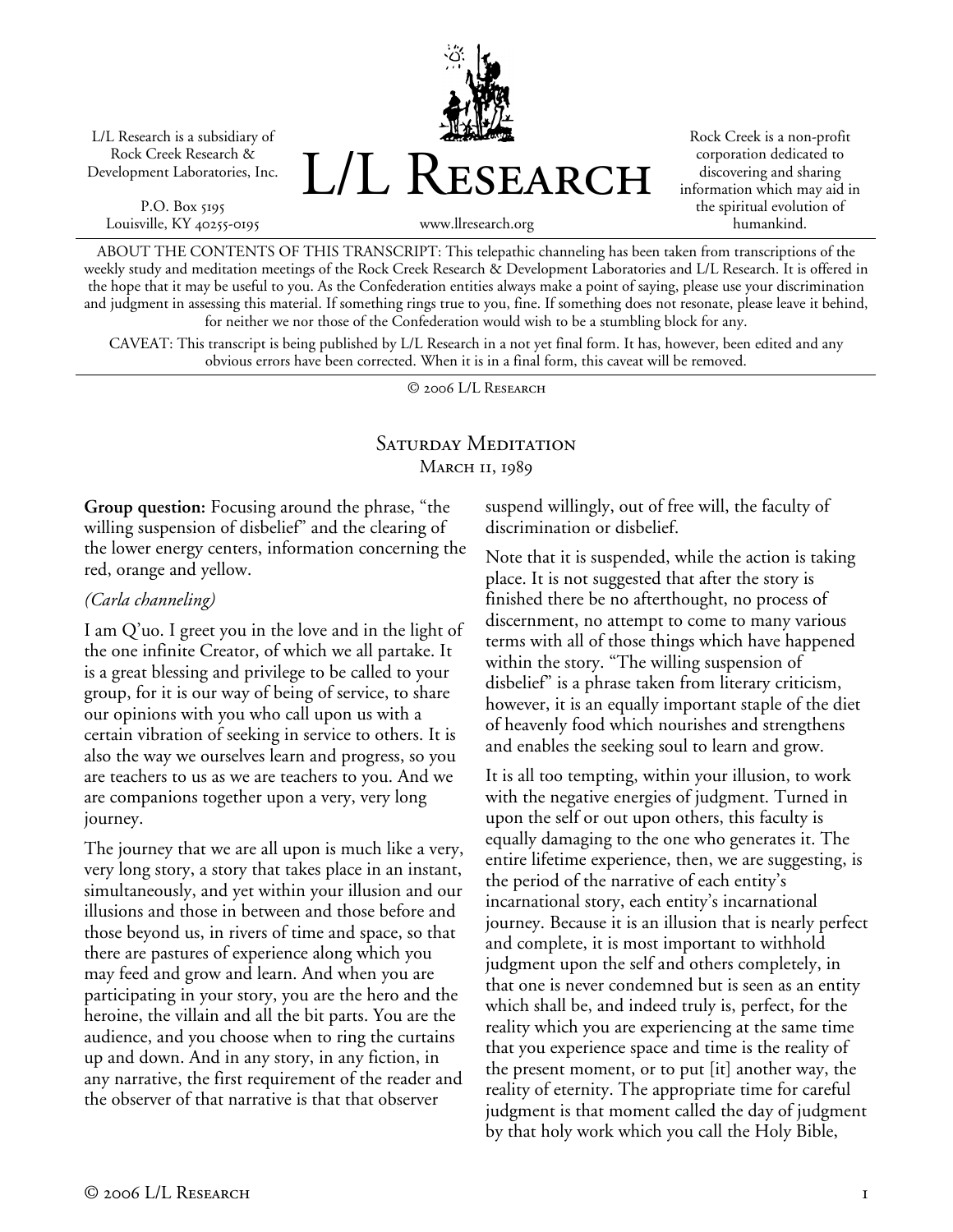L/L Research is a subsidiary of Rock Creek Research & Development Laboratories, Inc.

P.O. Box 5195
Louisville, KY 40255-0195

# L/L Research

www.llresearch.org

Rock Creek is a non-profit corporation dedicated to discovering and sharing information which may aid in the spiritual evolution of humankind.

ABOUT THE CONTENTS OF THIS TRANSCRIPT: This telepathic channeling has been taken from transcriptions of the weekly study and meditation meetings of the Rock Creek Research & Development Laboratories and L/L Research. It is offered in the hope that it may be useful to you. As the Confederation entities always make a point of saying, please use your discrimination and judgment in assessing this material. If something rings true to you, fine. If something does not resonate, please leave it behind, for neither we nor those of the Confederation would wish to be a stumbling block for any.

CAVEAT: This transcript is being published by L/L Research in a not yet final form. It has, however, been edited and any obvious errors have been corrected. When it is in a final form, this caveat will be removed.

© 2006 L/L Research

## Saturday Meditation
### March 11, 1989

**Group question:** Focusing around the phrase, "the willing suspension of disbelief" and the clearing of the lower energy centers, information concerning the red, orange and yellow.

*(Carla channeling)*

I am Q'uo. I greet you in the love and in the light of the one infinite Creator, of which we all partake. It is a great blessing and privilege to be called to your group, for it is our way of being of service, to share our opinions with you who call upon us with a certain vibration of seeking in service to others. It is also the way we ourselves learn and progress, so you are teachers to us as we are teachers to you. And we are companions together upon a very, very long journey.

The journey that we are all upon is much like a very, very long story, a story that takes place in an instant, simultaneously, and yet within your illusion and our illusions and those in between and those before and those beyond us, in rivers of time and space, so that there are pastures of experience along which you may feed and grow and learn. And when you are participating in your story, you are the hero and the heroine, the villain and all the bit parts. You are the audience, and you choose when to ring the curtains up and down. And in any story, in any fiction, in any narrative, the first requirement of the reader and the observer of that narrative is that that observer suspend willingly, out of free will, the faculty of discrimination or disbelief.

Note that it is suspended, while the action is taking place. It is not suggested that after the story is finished there be no afterthought, no process of discernment, no attempt to come to many various terms with all of those things which have happened within the story. "The willing suspension of disbelief" is a phrase taken from literary criticism, however, it is an equally important staple of the diet of heavenly food which nourishes and strengthens and enables the seeking soul to learn and grow.

It is all too tempting, within your illusion, to work with the negative energies of judgment. Turned in upon the self or out upon others, this faculty is equally damaging to the one who generates it. The entire lifetime experience, then, we are suggesting, is the period of the narrative of each entity's incarnational story, each entity's incarnational journey. Because it is an illusion that is nearly perfect and complete, it is most important to withhold judgment upon the self and others completely, in that one is never condemned but is seen as an entity which shall be, and indeed truly is, perfect, for the reality which you are experiencing at the same time that you experience space and time is the reality of the present moment, or to put [it] another way, the reality of eternity. The appropriate time for careful judgment is that moment called the day of judgment by that holy work which you call the Holy Bible,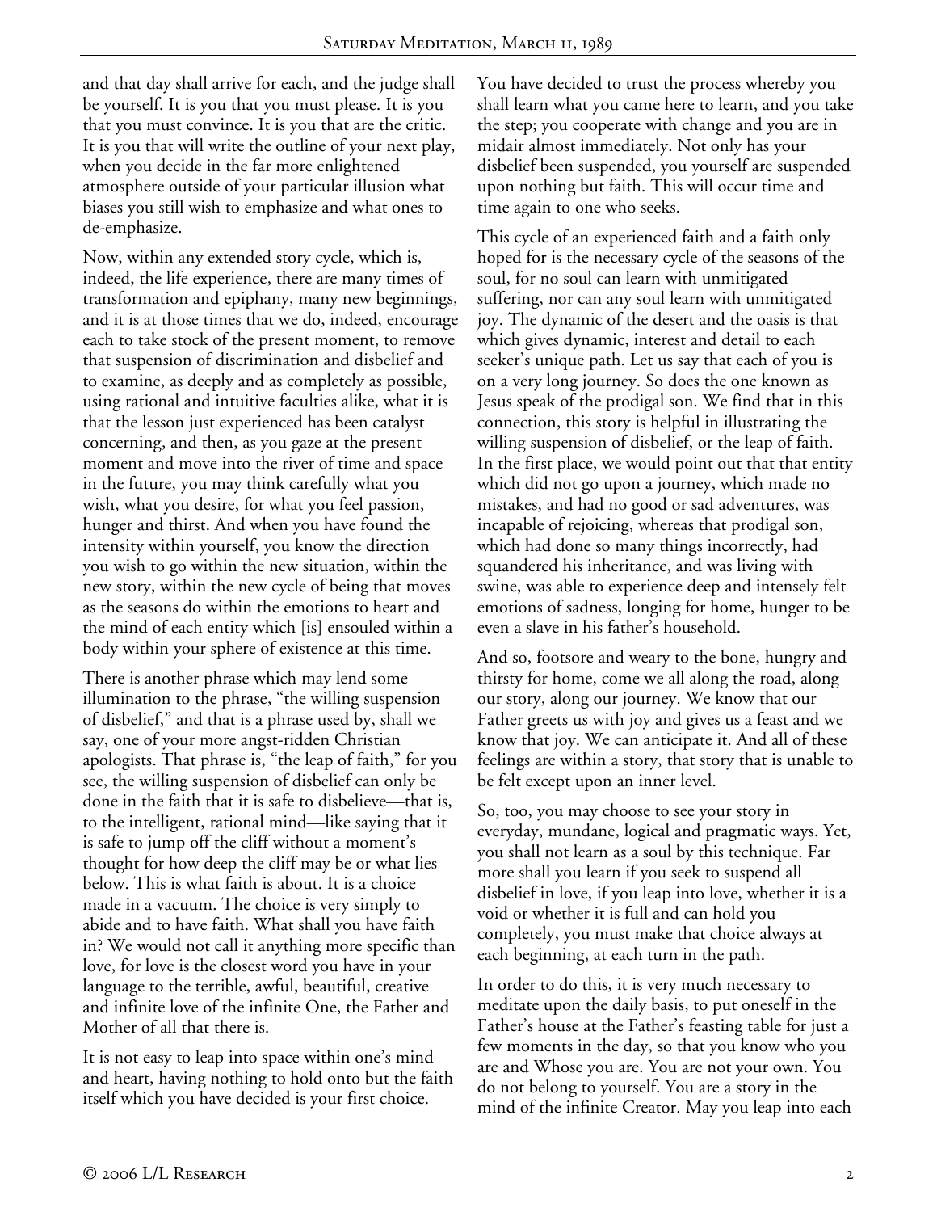and that day shall arrive for each, and the judge shall be yourself. It is you that you must please. It is you that you must convince. It is you that are the critic. It is you that will write the outline of your next play, when you decide in the far more enlightened atmosphere outside of your particular illusion what biases you still wish to emphasize and what ones to de-emphasize.

Now, within any extended story cycle, which is, indeed, the life experience, there are many times of transformation and epiphany, many new beginnings, and it is at those times that we do, indeed, encourage each to take stock of the present moment, to remove that suspension of discrimination and disbelief and to examine, as deeply and as completely as possible, using rational and intuitive faculties alike, what it is that the lesson just experienced has been catalyst concerning, and then, as you gaze at the present moment and move into the river of time and space in the future, you may think carefully what you wish, what you desire, for what you feel passion, hunger and thirst. And when you have found the intensity within yourself, you know the direction you wish to go within the new situation, within the new story, within the new cycle of being that moves as the seasons do within the emotions to heart and the mind of each entity which [is] ensouled within a body within your sphere of existence at this time.

There is another phrase which may lend some illumination to the phrase, "the willing suspension of disbelief," and that is a phrase used by, shall we say, one of your more angst-ridden Christian apologists. That phrase is, "the leap of faith," for you see, the willing suspension of disbelief can only be done in the faith that it is safe to disbelieve—that is, to the intelligent, rational mind—like saying that it is safe to jump off the cliff without a moment's thought for how deep the cliff may be or what lies below. This is what faith is about. It is a choice made in a vacuum. The choice is very simply to abide and to have faith. What shall you have faith in? We would not call it anything more specific than love, for love is the closest word you have in your language to the terrible, awful, beautiful, creative and infinite love of the infinite One, the Father and Mother of all that there is.

It is not easy to leap into space within one's mind and heart, having nothing to hold onto but the faith itself which you have decided is your first choice. You have decided to trust the process whereby you shall learn what you came here to learn, and you take the step; you cooperate with change and you are in midair almost immediately. Not only has your disbelief been suspended, you yourself are suspended upon nothing but faith. This will occur time and time again to one who seeks.

This cycle of an experienced faith and a faith only hoped for is the necessary cycle of the seasons of the soul, for no soul can learn with unmitigated suffering, nor can any soul learn with unmitigated joy. The dynamic of the desert and the oasis is that which gives dynamic, interest and detail to each seeker's unique path. Let us say that each of you is on a very long journey. So does the one known as Jesus speak of the prodigal son. We find that in this connection, this story is helpful in illustrating the willing suspension of disbelief, or the leap of faith. In the first place, we would point out that that entity which did not go upon a journey, which made no mistakes, and had no good or sad adventures, was incapable of rejoicing, whereas that prodigal son, which had done so many things incorrectly, had squandered his inheritance, and was living with swine, was able to experience deep and intensely felt emotions of sadness, longing for home, hunger to be even a slave in his father's household.

And so, footsore and weary to the bone, hungry and thirsty for home, come we all along the road, along our story, along our journey. We know that our Father greets us with joy and gives us a feast and we know that joy. We can anticipate it. And all of these feelings are within a story, that story that is unable to be felt except upon an inner level.

So, too, you may choose to see your story in everyday, mundane, logical and pragmatic ways. Yet, you shall not learn as a soul by this technique. Far more shall you learn if you seek to suspend all disbelief in love, if you leap into love, whether it is a void or whether it is full and can hold you completely, you must make that choice always at each beginning, at each turn in the path.

In order to do this, it is very much necessary to meditate upon the daily basis, to put oneself in the Father's house at the Father's feasting table for just a few moments in the day, so that you know who you are and Whose you are. You are not your own. You do not belong to yourself. You are a story in the mind of the infinite Creator. May you leap into each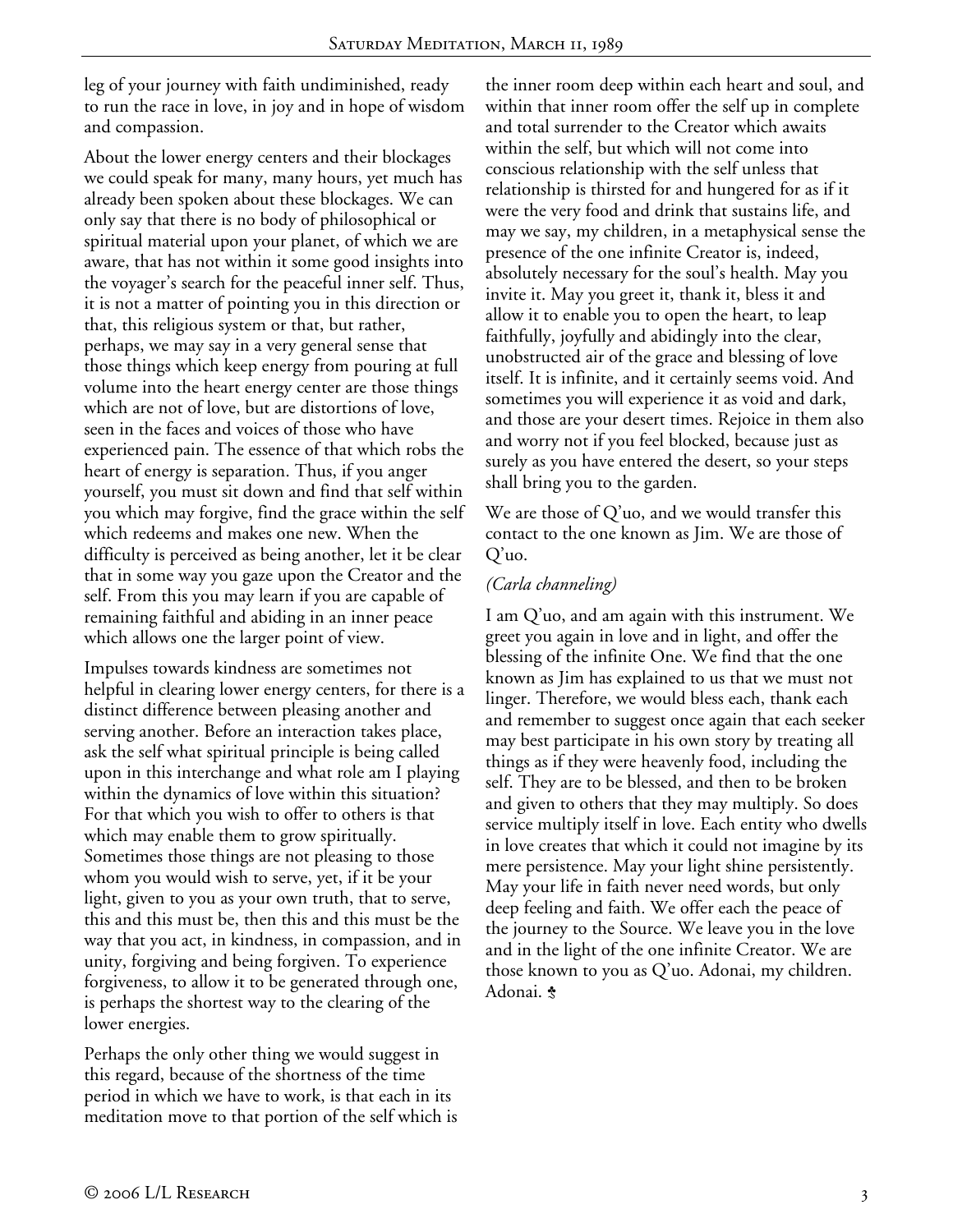leg of your journey with faith undiminished, ready to run the race in love, in joy and in hope of wisdom and compassion.

About the lower energy centers and their blockages we could speak for many, many hours, yet much has already been spoken about these blockages. We can only say that there is no body of philosophical or spiritual material upon your planet, of which we are aware, that has not within it some good insights into the voyager's search for the peaceful inner self. Thus, it is not a matter of pointing you in this direction or that, this religious system or that, but rather, perhaps, we may say in a very general sense that those things which keep energy from pouring at full volume into the heart energy center are those things which are not of love, but are distortions of love, seen in the faces and voices of those who have experienced pain. The essence of that which robs the heart of energy is separation. Thus, if you anger yourself, you must sit down and find that self within you which may forgive, find the grace within the self which redeems and makes one new. When the difficulty is perceived as being another, let it be clear that in some way you gaze upon the Creator and the self. From this you may learn if you are capable of remaining faithful and abiding in an inner peace which allows one the larger point of view.

Impulses towards kindness are sometimes not helpful in clearing lower energy centers, for there is a distinct difference between pleasing another and serving another. Before an interaction takes place, ask the self what spiritual principle is being called upon in this interchange and what role am I playing within the dynamics of love within this situation? For that which you wish to offer to others is that which may enable them to grow spiritually. Sometimes those things are not pleasing to those whom you would wish to serve, yet, if it be your light, given to you as your own truth, that to serve, this and this must be, then this and this must be the way that you act, in kindness, in compassion, and in unity, forgiving and being forgiven. To experience forgiveness, to allow it to be generated through one, is perhaps the shortest way to the clearing of the lower energies.

Perhaps the only other thing we would suggest in this regard, because of the shortness of the time period in which we have to work, is that each in its meditation move to that portion of the self which is the inner room deep within each heart and soul, and within that inner room offer the self up in complete and total surrender to the Creator which awaits within the self, but which will not come into conscious relationship with the self unless that relationship is thirsted for and hungered for as if it were the very food and drink that sustains life, and may we say, my children, in a metaphysical sense the presence of the one infinite Creator is, indeed, absolutely necessary for the soul's health. May you invite it. May you greet it, thank it, bless it and allow it to enable you to open the heart, to leap faithfully, joyfully and abidingly into the clear, unobstructed air of the grace and blessing of love itself. It is infinite, and it certainly seems void. And sometimes you will experience it as void and dark, and those are your desert times. Rejoice in them also and worry not if you feel blocked, because just as surely as you have entered the desert, so your steps shall bring you to the garden.

We are those of Q'uo, and we would transfer this contact to the one known as Jim. We are those of Q'uo.

*(Carla channeling)*

I am Q'uo, and am again with this instrument. We greet you again in love and in light, and offer the blessing of the infinite One. We find that the one known as Jim has explained to us that we must not linger. Therefore, we would bless each, thank each and remember to suggest once again that each seeker may best participate in his own story by treating all things as if they were heavenly food, including the self. They are to be blessed, and then to be broken and given to others that they may multiply. So does service multiply itself in love. Each entity who dwells in love creates that which it could not imagine by its mere persistence. May your light shine persistently. May your life in faith never need words, but only deep feeling and faith. We offer each the peace of the journey to the Source. We leave you in the love and in the light of the one infinite Creator. We are those known to you as Q'uo. Adonai, my children. Adonai. ♆